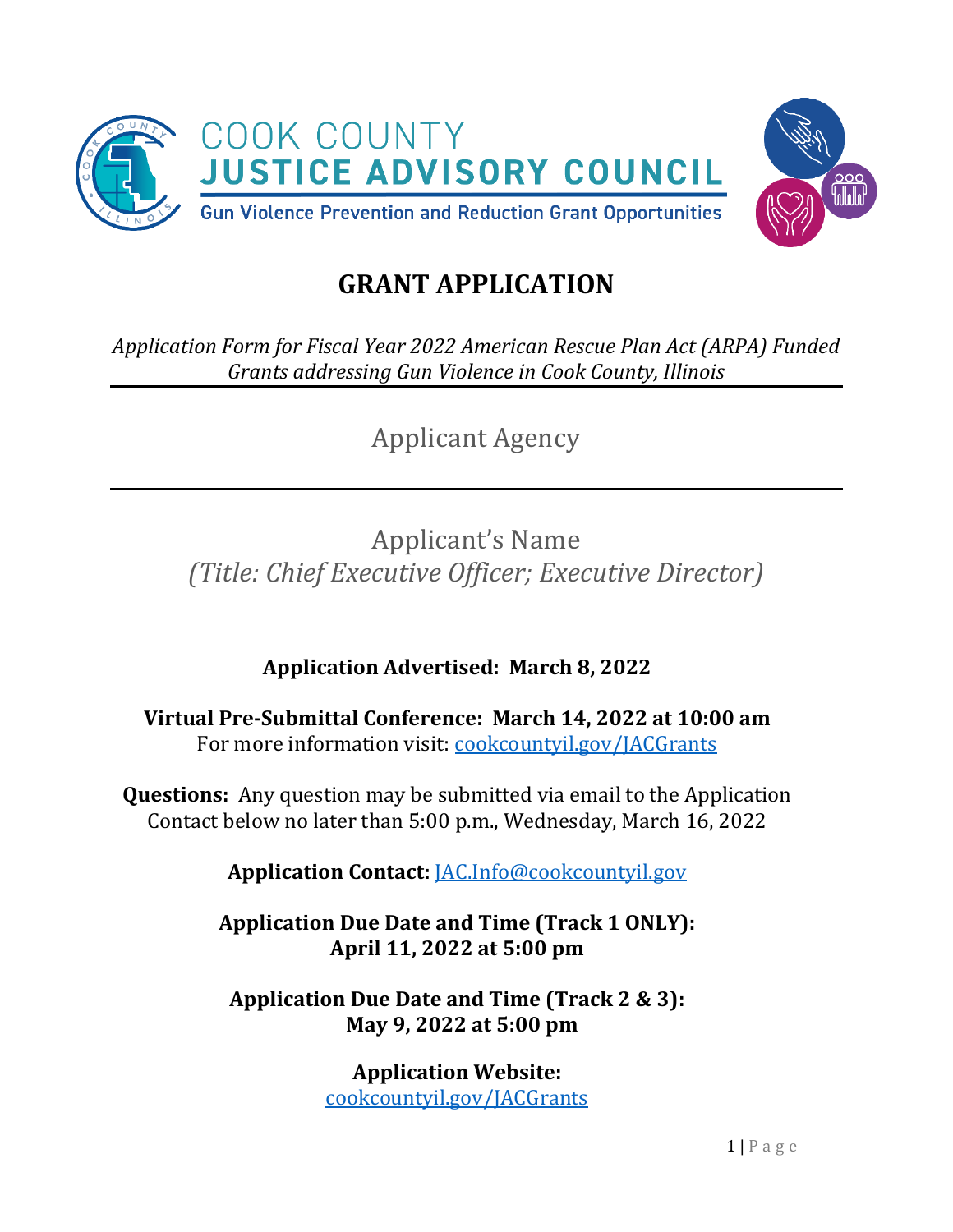COOK COUNTY

JUSTICE ADVISORY COUNCIL

Gun Violence Prevention and Reduction Grant Opportunities

# GRANT APPLICATION

*Application Form for Fiscal Year 2022 American Rescue Plan Act (ARPA) Funded Grants addressing Gun Violence in Cook County, Illinois*

Applicant Agency

---

Applicant's Name

*(Title: Chief Executive Officer; Executive Director)*

**Application Advertised: March 8, 2022**

**Virtual Pre-Submittal Conference: March 14, 2022 at 10:00 am**
For more information visit: cookcountyil.gov/JACGrants

**Questions:** Any question may be submitted via email to the Application Contact below no later than 5:00 p.m., Wednesday, March 16, 2022

**Application Contact:** JAC.Info@cookcountyil.gov

**Application Due Date and Time (Track 1 ONLY):**
**April 11, 2022 at 5:00 pm**

**Application Due Date and Time (Track 2 & 3):**
**May 9, 2022 at 5:00 pm**

**Application Website:**
cookcountyil.gov/JACGrants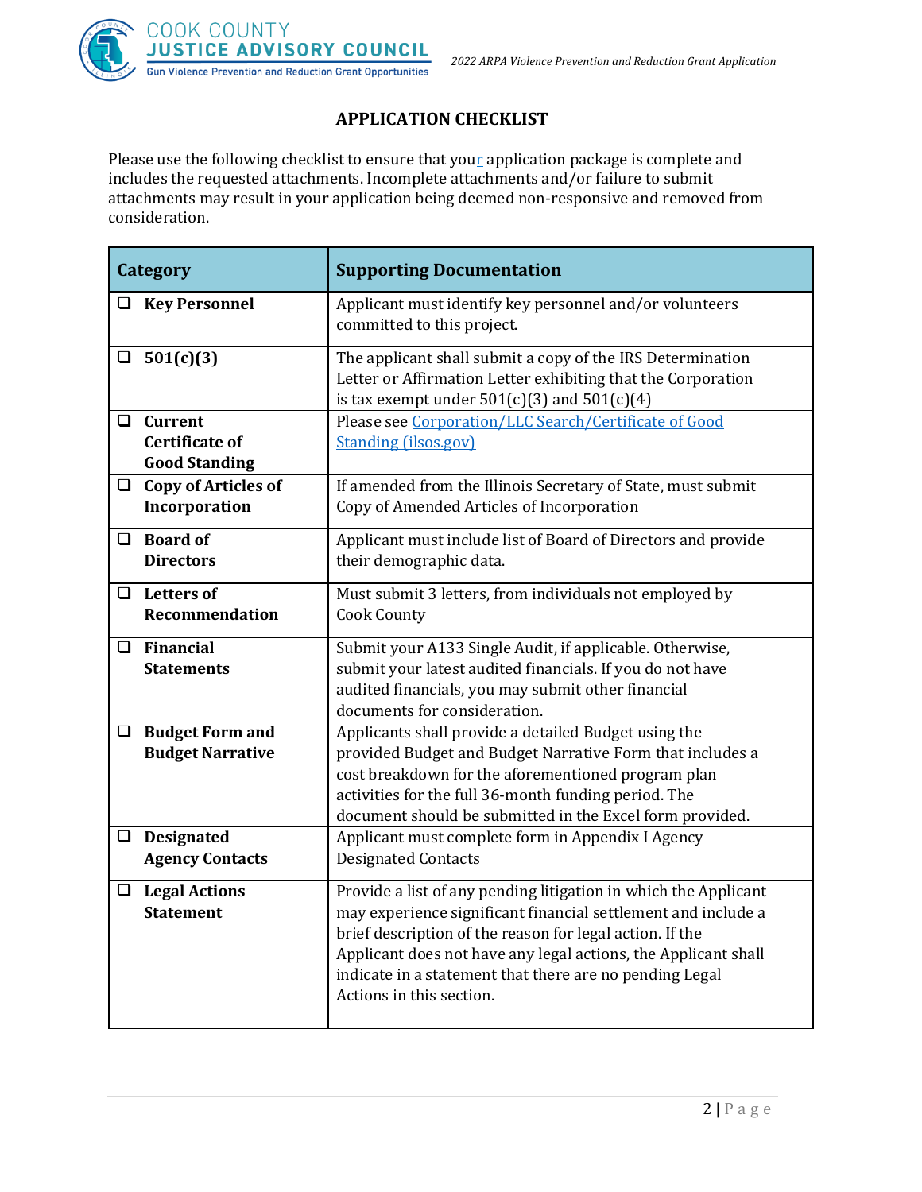## APPLICATION CHECKLIST

Please use the following checklist to ensure that your application package is complete and includes the requested attachments. Incomplete attachments and/or failure to submit attachments may result in your application being deemed non-responsive and removed from consideration.

| Category | Supporting Documentation |
|---|---|
| ❑ **Key Personnel** | Applicant must identify key personnel and/or volunteers committed to this project. |
| ❑ **501(c)(3)** | The applicant shall submit a copy of the IRS Determination Letter or Affirmation Letter exhibiting that the Corporation is tax exempt under 501(c)(3) and 501(c)(4) |
| ❑ **Current Certificate of Good Standing** | Please see [Corporation/LLC Search/Certificate of Good Standing (ilsos.gov)]() |
| ❑ **Copy of Articles of Incorporation** | If amended from the Illinois Secretary of State, must submit Copy of Amended Articles of Incorporation |
| ❑ **Board of Directors** | Applicant must include list of Board of Directors and provide their demographic data. |
| ❑ **Letters of Recommendation** | Must submit 3 letters, from individuals not employed by Cook County |
| ❑ **Financial Statements** | Submit your A133 Single Audit, if applicable. Otherwise, submit your latest audited financials. If you do not have audited financials, you may submit other financial documents for consideration. |
| ❑ **Budget Form and Budget Narrative** | Applicants shall provide a detailed Budget using the provided Budget and Budget Narrative Form that includes a cost breakdown for the aforementioned program plan activities for the full 36-month funding period. The document should be submitted in the Excel form provided. |
| ❑ **Designated Agency Contacts** | Applicant must complete form in Appendix I Agency Designated Contacts |
| ❑ **Legal Actions Statement** | Provide a list of any pending litigation in which the Applicant may experience significant financial settlement and include a brief description of the reason for legal action. If the Applicant does not have any legal actions, the Applicant shall indicate in a statement that there are no pending Legal Actions in this section. |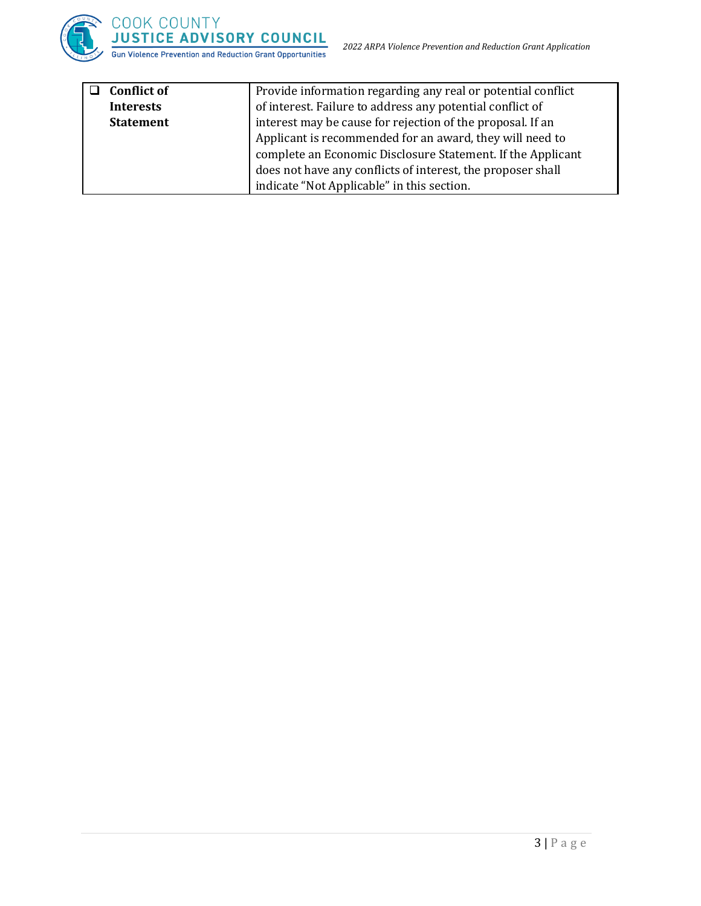| | |
|---|---|
| ❑ **Conflict of Interests Statement** | Provide information regarding any real or potential conflict of interest. Failure to address any potential conflict of interest may be cause for rejection of the proposal. If an Applicant is recommended for an award, they will need to complete an Economic Disclosure Statement. If the Applicant does not have any conflicts of interest, the proposer shall indicate “Not Applicable” in this section. |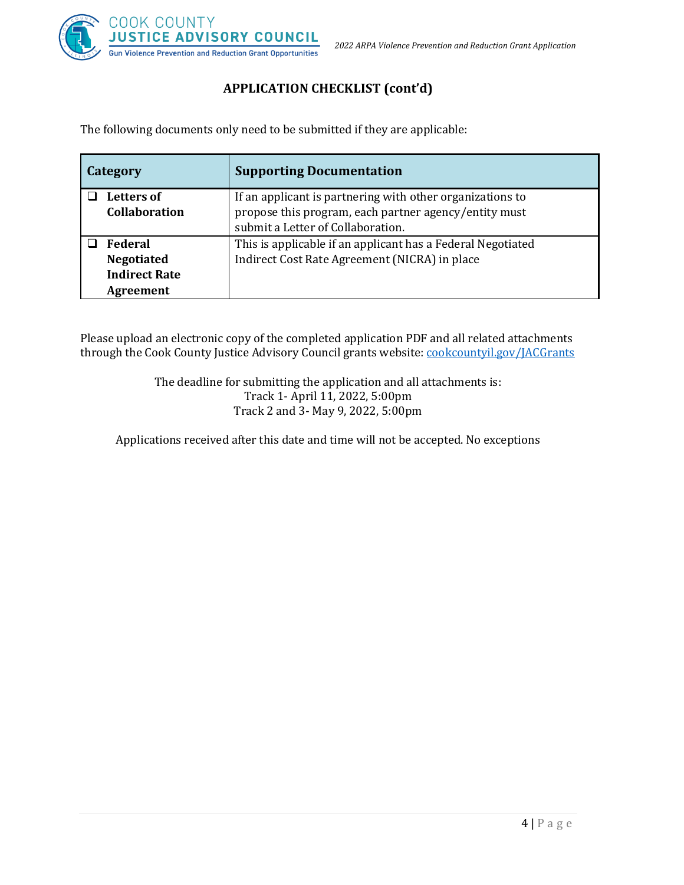## APPLICATION CHECKLIST (cont'd)

The following documents only need to be submitted if they are applicable:

| Category | Supporting Documentation |
|---|---|
| ❑ **Letters of Collaboration** | If an applicant is partnering with other organizations to propose this program, each partner agency/entity must submit a Letter of Collaboration. |
| ❑ **Federal Negotiated Indirect Rate Agreement** | This is applicable if an applicant has a Federal Negotiated Indirect Cost Rate Agreement (NICRA) in place |

Please upload an electronic copy of the completed application PDF and all related attachments through the Cook County Justice Advisory Council grants website: [cookcountyil.gov/JACGrants](cookcountyil.gov/JACGrants)

The deadline for submitting the application and all attachments is:
Track 1- April 11, 2022, 5:00pm
Track 2 and 3- May 9, 2022, 5:00pm

Applications received after this date and time will not be accepted. No exceptions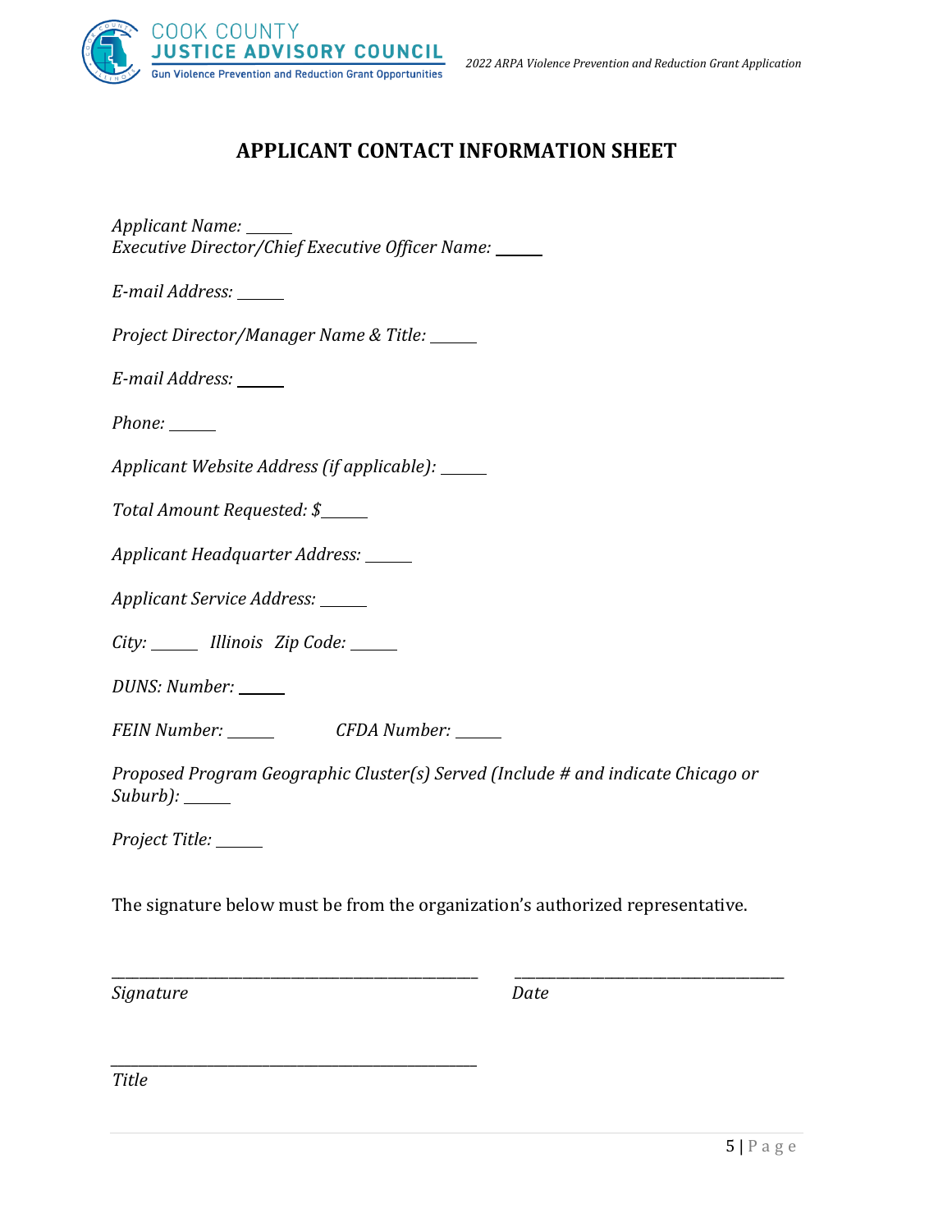# APPLICANT CONTACT INFORMATION SHEET

*Applicant Name:* ______
*Executive Director/Chief Executive Officer Name:* ______

*E-mail Address:* ______

*Project Director/Manager Name & Title:* ______

*E-mail Address:* ______

*Phone:* ______

*Applicant Website Address (if applicable):* ______

*Total Amount Requested: $*______

*Applicant Headquarter Address:* ______

*Applicant Service Address:* ______

*City:* ______ *Illinois* *Zip Code:* ______

*DUNS: Number:* ______

*FEIN Number:* ______ *CFDA Number:* ______

*Proposed Program Geographic Cluster(s) Served (Include # and indicate Chicago or Suburb):* ______

*Project Title:* ______

The signature below must be from the organization's authorized representative.

______________________________________________ ______________________________________

*Signature* *Date*

______________________________________________

*Title*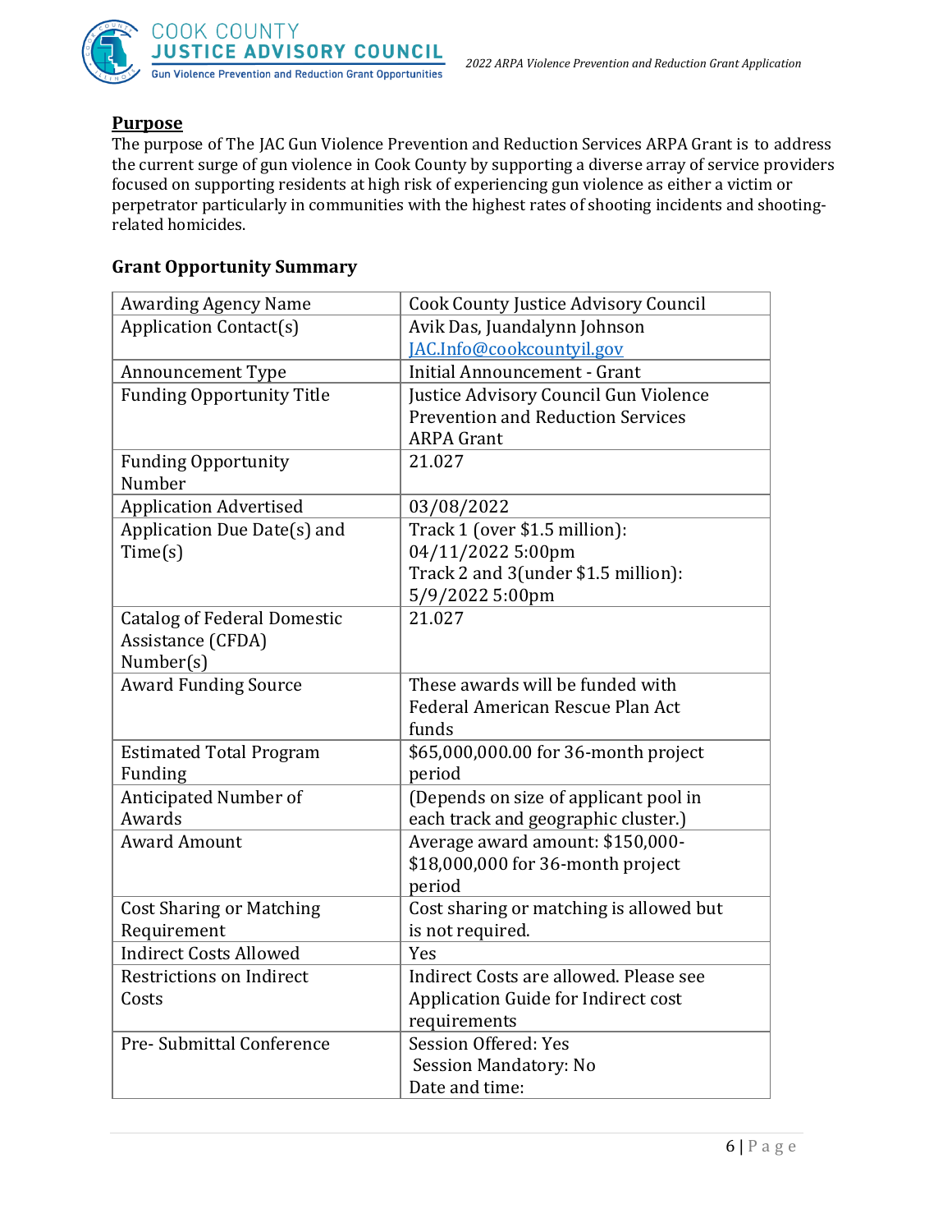## Purpose

The purpose of The JAC Gun Violence Prevention and Reduction Services ARPA Grant is to address the current surge of gun violence in Cook County by supporting a diverse array of service providers focused on supporting residents at high risk of experiencing gun violence as either a victim or perpetrator particularly in communities with the highest rates of shooting incidents and shooting-related homicides.

### Grant Opportunity Summary

| | |
|---|---|
| Awarding Agency Name | Cook County Justice Advisory Council |
| Application Contact(s) | Avik Das, Juandalynn Johnson<br>JAC.Info@cookcountyil.gov |
| Announcement Type | Initial Announcement - Grant |
| Funding Opportunity Title | Justice Advisory Council Gun Violence Prevention and Reduction Services ARPA Grant |
| Funding Opportunity Number | 21.027 |
| Application Advertised | 03/08/2022 |
| Application Due Date(s) and Time(s) | Track 1 (over $1.5 million): 04/11/2022 5:00pm<br>Track 2 and 3(under $1.5 million): 5/9/2022 5:00pm |
| Catalog of Federal Domestic Assistance (CFDA) Number(s) | 21.027 |
| Award Funding Source | These awards will be funded with Federal American Rescue Plan Act funds |
| Estimated Total Program Funding | $65,000,000.00 for 36-month project period |
| Anticipated Number of Awards | (Depends on size of applicant pool in each track and geographic cluster.) |
| Award Amount | Average award amount: $150,000-$18,000,000 for 36-month project period |
| Cost Sharing or Matching Requirement | Cost sharing or matching is allowed but is not required. |
| Indirect Costs Allowed | Yes |
| Restrictions on Indirect Costs | Indirect Costs are allowed. Please see Application Guide for Indirect cost requirements |
| Pre- Submittal Conference | Session Offered: Yes<br>Session Mandatory: No<br>Date and time: |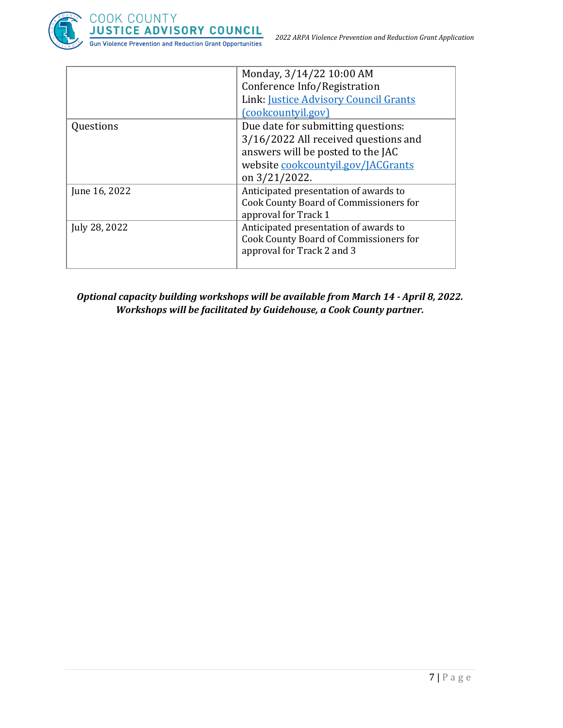| | |
|---|---|
| | Monday, 3/14/22 10:00 AM Conference Info/Registration Link: [Justice Advisory Council Grants (cookcountyil.gov)](cookcountyil.gov) |
| Questions | Due date for submitting questions: 3/16/2022 All received questions and answers will be posted to the JAC website [cookcountyil.gov/JACGrants](cookcountyil.gov/JACGrants) on 3/21/2022. |
| June 16, 2022 | Anticipated presentation of awards to Cook County Board of Commissioners for approval for Track 1 |
| July 28, 2022 | Anticipated presentation of awards to Cook County Board of Commissioners for approval for Track 2 and 3 |

***Optional capacity building workshops will be available from March 14 - April 8, 2022. Workshops will be facilitated by Guidehouse, a Cook County partner.***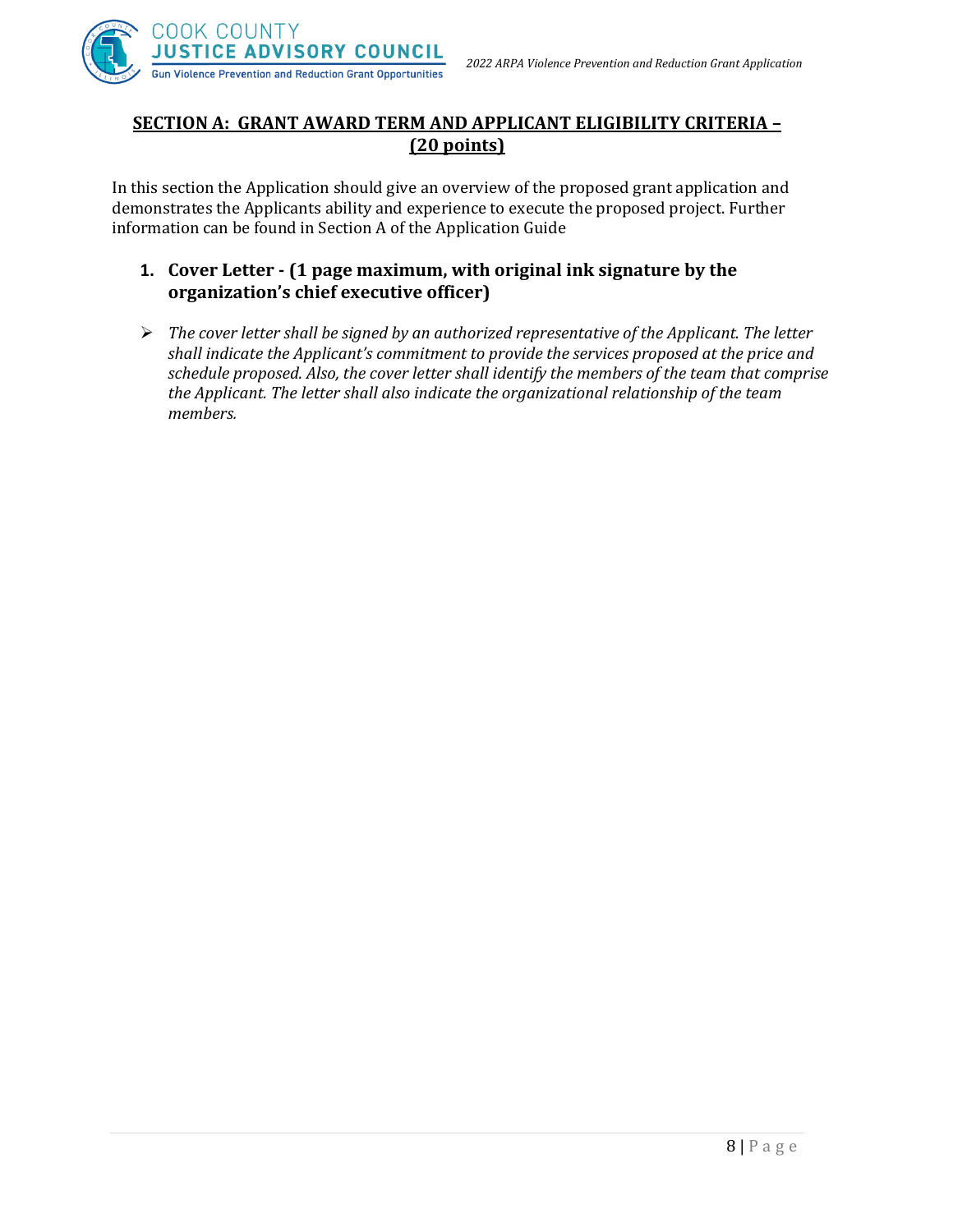## SECTION A: GRANT AWARD TERM AND APPLICANT ELIGIBILITY CRITERIA – (20 points)

In this section the Application should give an overview of the proposed grant application and demonstrates the Applicants ability and experience to execute the proposed project. Further information can be found in Section A of the Application Guide

### 1. Cover Letter - (1 page maximum, with original ink signature by the organization's chief executive officer)

- *The cover letter shall be signed by an authorized representative of the Applicant. The letter shall indicate the Applicant's commitment to provide the services proposed at the price and schedule proposed. Also, the cover letter shall identify the members of the team that comprise the Applicant. The letter shall also indicate the organizational relationship of the team members.*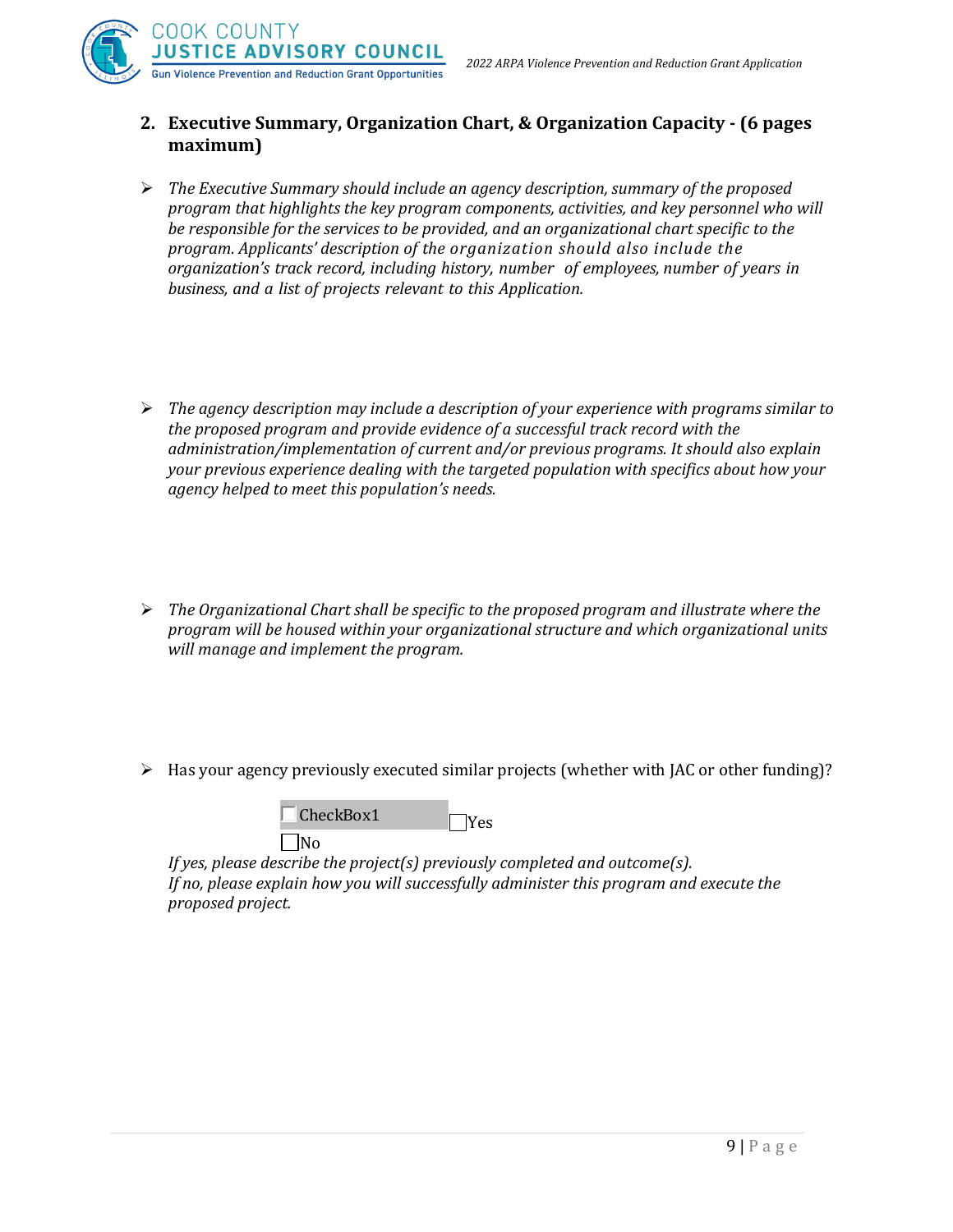## 2. Executive Summary, Organization Chart, & Organization Capacity - (6 pages maximum)

- *The Executive Summary should include an agency description, summary of the proposed program that highlights the key program components, activities, and key personnel who will be responsible for the services to be provided, and an organizational chart specific to the program. Applicants' description of the organization should also include the organization's track record, including history, number of employees, number of years in business, and a list of projects relevant to this Application.*

- *The agency description may include a description of your experience with programs similar to the proposed program and provide evidence of a successful track record with the administration/implementation of current and/or previous programs. It should also explain your previous experience dealing with the targeted population with specifics about how your agency helped to meet this population's needs.*

- *The Organizational Chart shall be specific to the proposed program and illustrate where the program will be housed within your organizational structure and which organizational units will manage and implement the program.*

- Has your agency previously executed similar projects (whether with JAC or other funding)?

  ☐ CheckBox1 ☐ Yes
  ☐ No

  *If yes, please describe the project(s) previously completed and outcome(s).*
  *If no, please explain how you will successfully administer this program and execute the proposed project.*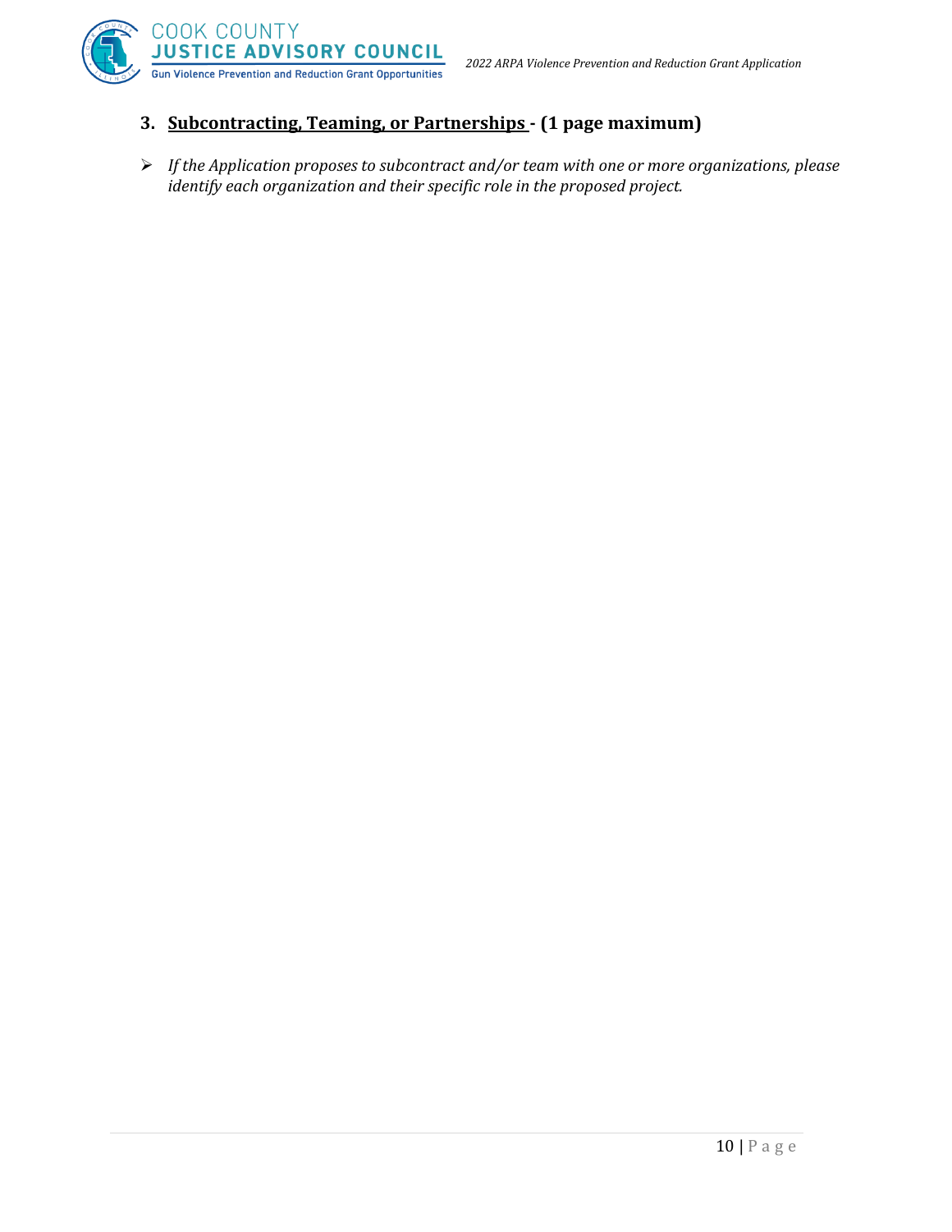### 3. Subcontracting, Teaming, or Partnerships - (1 page maximum)

- *If the Application proposes to subcontract and/or team with one or more organizations, please identify each organization and their specific role in the proposed project.*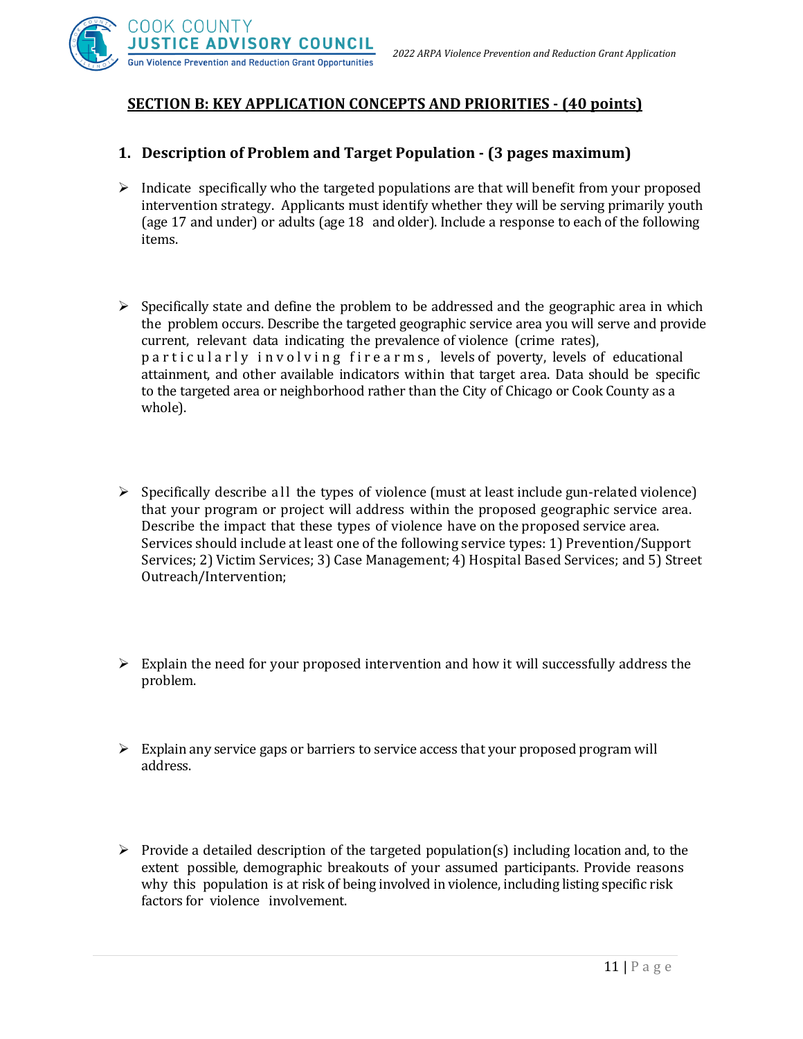## SECTION B: KEY APPLICATION CONCEPTS AND PRIORITIES - (40 points)

### 1. Description of Problem and Target Population - (3 pages maximum)

- Indicate specifically who the targeted populations are that will benefit from your proposed intervention strategy. Applicants must identify whether they will be serving primarily youth (age 17 and under) or adults (age 18 and older). Include a response to each of the following items.

- Specifically state and define the problem to be addressed and the geographic area in which the problem occurs. Describe the targeted geographic service area you will serve and provide current, relevant data indicating the prevalence of violence (crime rates), particularly involving firearms, levels of poverty, levels of educational attainment, and other available indicators within that target area. Data should be specific to the targeted area or neighborhood rather than the City of Chicago or Cook County as a whole).

- Specifically describe all the types of violence (must at least include gun-related violence) that your program or project will address within the proposed geographic service area. Describe the impact that these types of violence have on the proposed service area. Services should include at least one of the following service types: 1) Prevention/Support Services; 2) Victim Services; 3) Case Management; 4) Hospital Based Services; and 5) Street Outreach/Intervention;

- Explain the need for your proposed intervention and how it will successfully address the problem.

- Explain any service gaps or barriers to service access that your proposed program will address.

- Provide a detailed description of the targeted population(s) including location and, to the extent possible, demographic breakouts of your assumed participants. Provide reasons why this population is at risk of being involved in violence, including listing specific risk factors for violence involvement.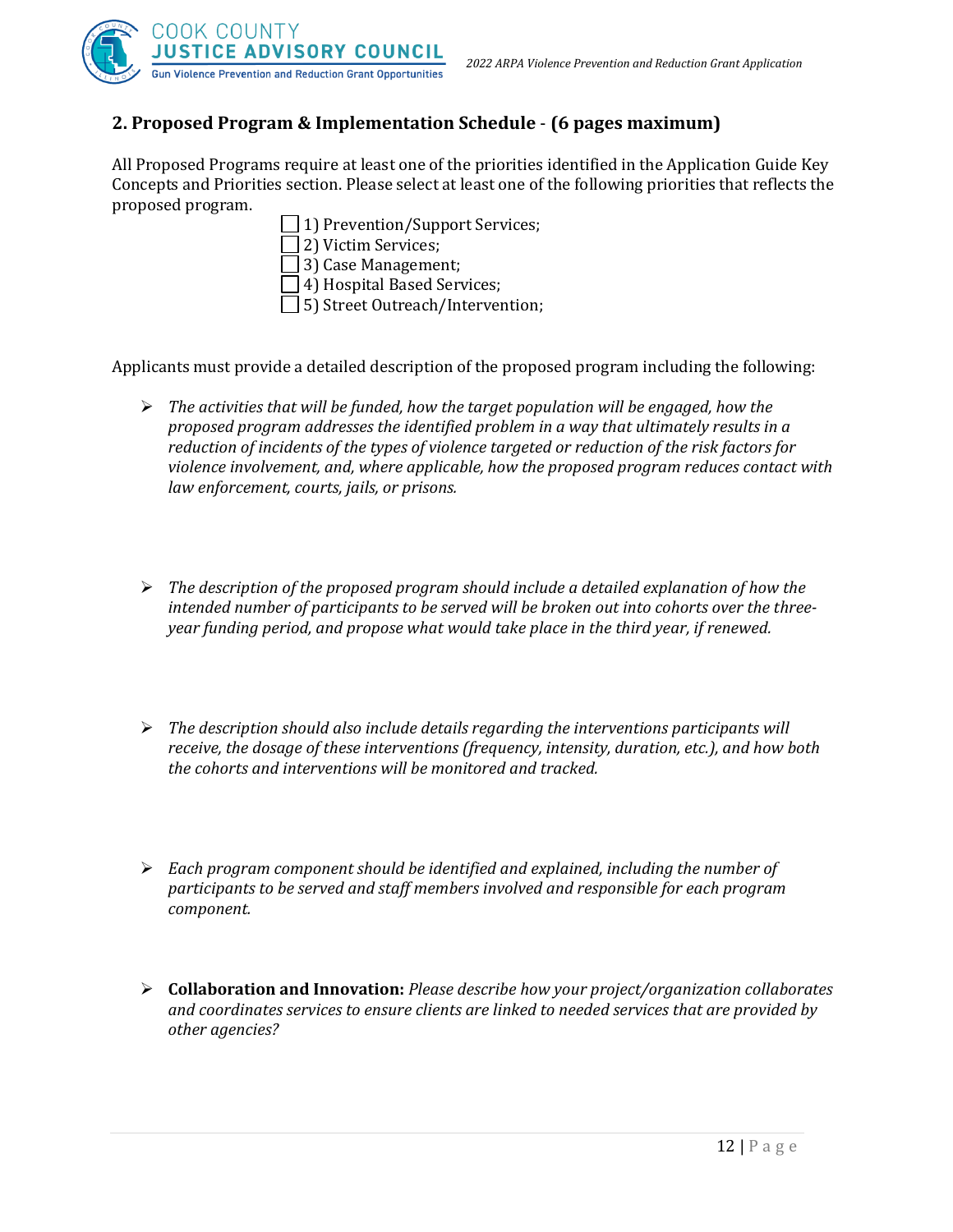## 2. Proposed Program & Implementation Schedule - (6 pages maximum)

All Proposed Programs require at least one of the priorities identified in the Application Guide Key Concepts and Priorities section. Please select at least one of the following priorities that reflects the proposed program.

- ☐ 1) Prevention/Support Services;
- ☐ 2) Victim Services;
- ☐ 3) Case Management;
- ☐ 4) Hospital Based Services;
- ☐ 5) Street Outreach/Intervention;

Applicants must provide a detailed description of the proposed program including the following:

- *The activities that will be funded, how the target population will be engaged, how the proposed program addresses the identified problem in a way that ultimately results in a reduction of incidents of the types of violence targeted or reduction of the risk factors for violence involvement, and, where applicable, how the proposed program reduces contact with law enforcement, courts, jails, or prisons.*

- *The description of the proposed program should include a detailed explanation of how the intended number of participants to be served will be broken out into cohorts over the three-year funding period, and propose what would take place in the third year, if renewed.*

- *The description should also include details regarding the interventions participants will receive, the dosage of these interventions (frequency, intensity, duration, etc.), and how both the cohorts and interventions will be monitored and tracked.*

- *Each program component should be identified and explained, including the number of participants to be served and staff members involved and responsible for each program component.*

- **Collaboration and Innovation:** *Please describe how your project/organization collaborates and coordinates services to ensure clients are linked to needed services that are provided by other agencies?*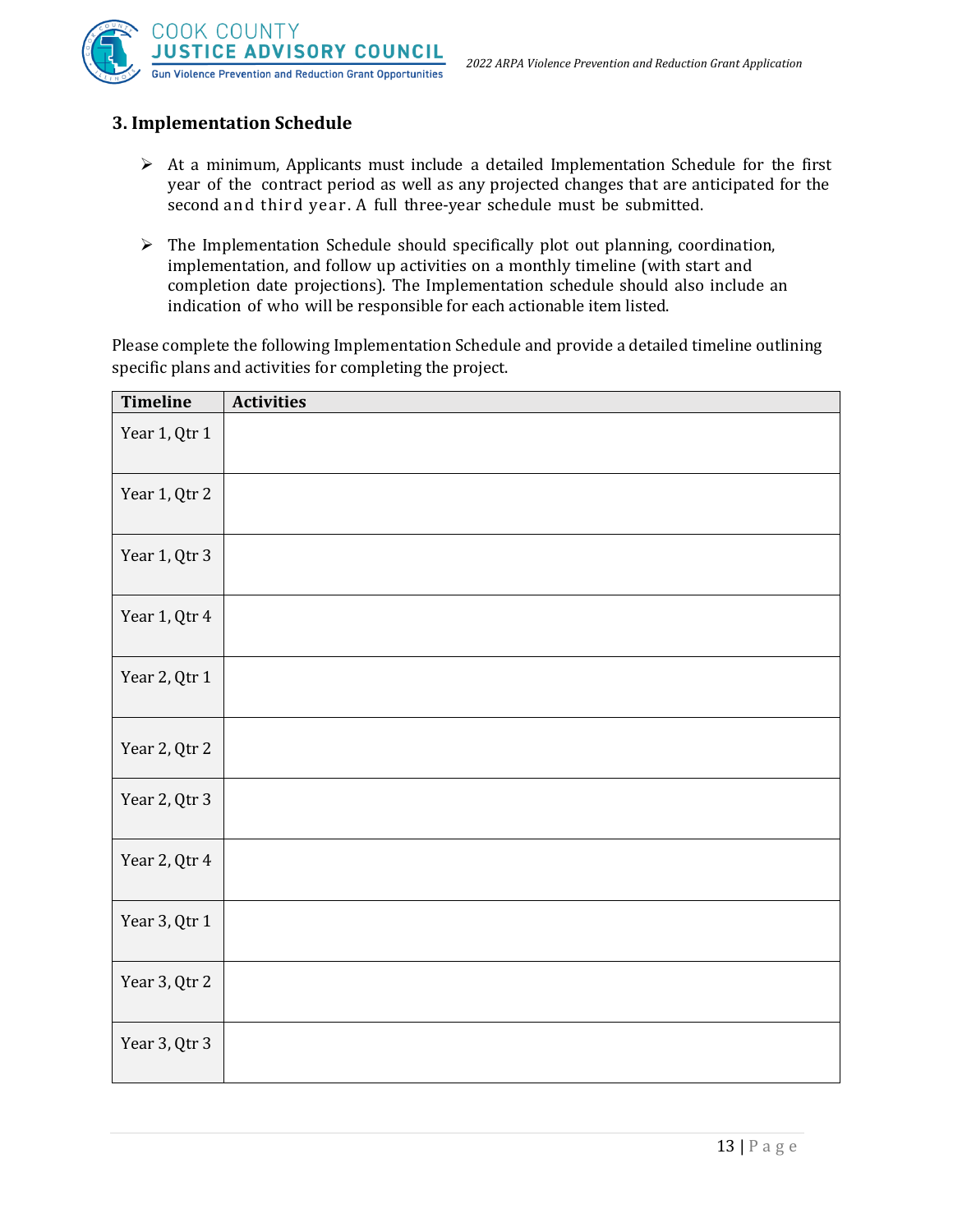### 3. Implementation Schedule

- At a minimum, Applicants must include a detailed Implementation Schedule for the first year of the contract period as well as any projected changes that are anticipated for the second and third year. A full three-year schedule must be submitted.

- The Implementation Schedule should specifically plot out planning, coordination, implementation, and follow up activities on a monthly timeline (with start and completion date projections). The Implementation schedule should also include an indication of who will be responsible for each actionable item listed.

Please complete the following Implementation Schedule and provide a detailed timeline outlining specific plans and activities for completing the project.

| Timeline | Activities |
|---|---|
| Year 1, Qtr 1 | |
| Year 1, Qtr 2 | |
| Year 1, Qtr 3 | |
| Year 1, Qtr 4 | |
| Year 2, Qtr 1 | |
| Year 2, Qtr 2 | |
| Year 2, Qtr 3 | |
| Year 2, Qtr 4 | |
| Year 3, Qtr 1 | |
| Year 3, Qtr 2 | |
| Year 3, Qtr 3 | |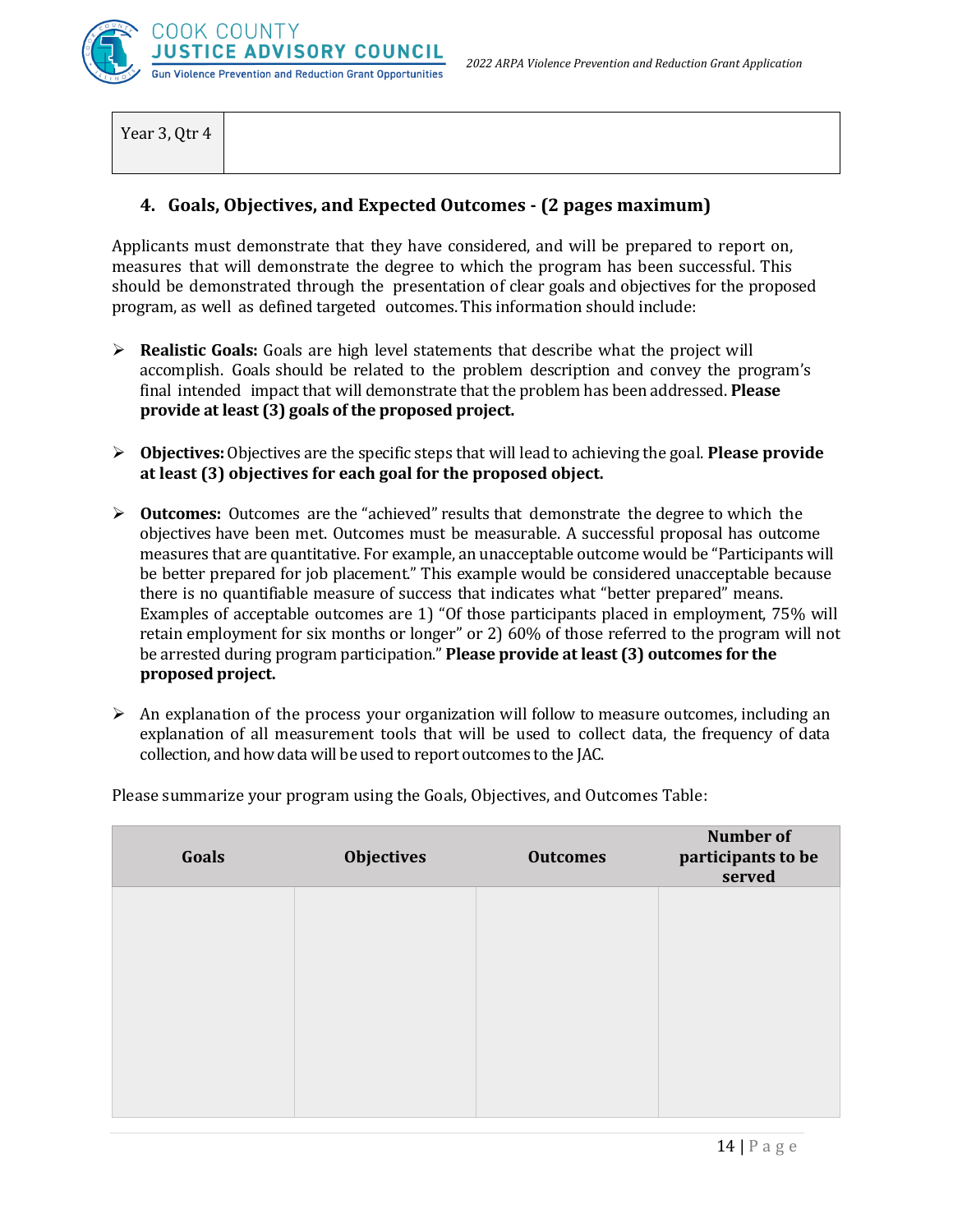| Year 3, Qtr 4 | |
|---|---|

## 4. Goals, Objectives, and Expected Outcomes - (2 pages maximum)

Applicants must demonstrate that they have considered, and will be prepared to report on, measures that will demonstrate the degree to which the program has been successful. This should be demonstrated through the presentation of clear goals and objectives for the proposed program, as well as defined targeted outcomes. This information should include:

- **Realistic Goals:** Goals are high level statements that describe what the project will accomplish. Goals should be related to the problem description and convey the program's final intended impact that will demonstrate that the problem has been addressed. **Please provide at least (3) goals of the proposed project.**

- **Objectives:** Objectives are the specific steps that will lead to achieving the goal. **Please provide at least (3) objectives for each goal for the proposed object.**

- **Outcomes:** Outcomes are the "achieved" results that demonstrate the degree to which the objectives have been met. Outcomes must be measurable. A successful proposal has outcome measures that are quantitative. For example, an unacceptable outcome would be "Participants will be better prepared for job placement." This example would be considered unacceptable because there is no quantifiable measure of success that indicates what "better prepared" means. Examples of acceptable outcomes are 1) "Of those participants placed in employment, 75% will retain employment for six months or longer" or 2) 60% of those referred to the program will not be arrested during program participation." **Please provide at least (3) outcomes for the proposed project.**

- An explanation of the process your organization will follow to measure outcomes, including an explanation of all measurement tools that will be used to collect data, the frequency of data collection, and how data will be used to report outcomes to the JAC.

Please summarize your program using the Goals, Objectives, and Outcomes Table:

| Goals | Objectives | Outcomes | Number of participants to be served |
|---|---|---|---|
| | | | |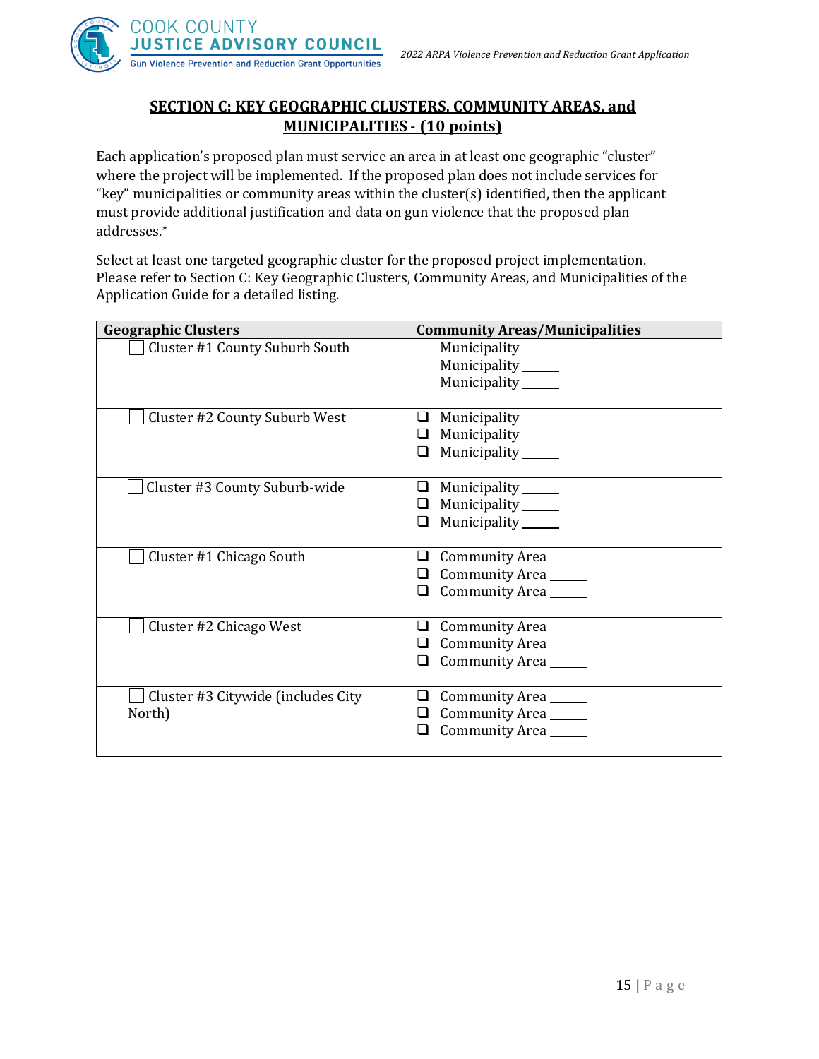## SECTION C: KEY GEOGRAPHIC CLUSTERS, COMMUNITY AREAS, and MUNICIPALITIES - (10 points)

Each application's proposed plan must service an area in at least one geographic "cluster" where the project will be implemented. If the proposed plan does not include services for "key" municipalities or community areas within the cluster(s) identified, then the applicant must provide additional justification and data on gun violence that the proposed plan addresses.*

Select at least one targeted geographic cluster for the proposed project implementation. Please refer to Section C: Key Geographic Clusters, Community Areas, and Municipalities of the Application Guide for a detailed listing.

| Geographic Clusters | Community Areas/Municipalities |
|---|---|
| ☐ Cluster #1 County Suburb South | Municipality _____<br>Municipality _____<br>Municipality _____ |
| ☐ Cluster #2 County Suburb West | ❑ Municipality _____<br>❑ Municipality _____<br>❑ Municipality _____ |
| ☐ Cluster #3 County Suburb-wide | ❑ Municipality _____<br>❑ Municipality _____<br>❑ Municipality _____ |
| ☐ Cluster #1 Chicago South | ❑ Community Area _____<br>❑ Community Area _____<br>❑ Community Area _____ |
| ☐ Cluster #2 Chicago West | ❑ Community Area _____<br>❑ Community Area _____<br>❑ Community Area _____ |
| ☐ Cluster #3 Citywide (includes City North) | ❑ Community Area _____<br>❑ Community Area _____<br>❑ Community Area _____ |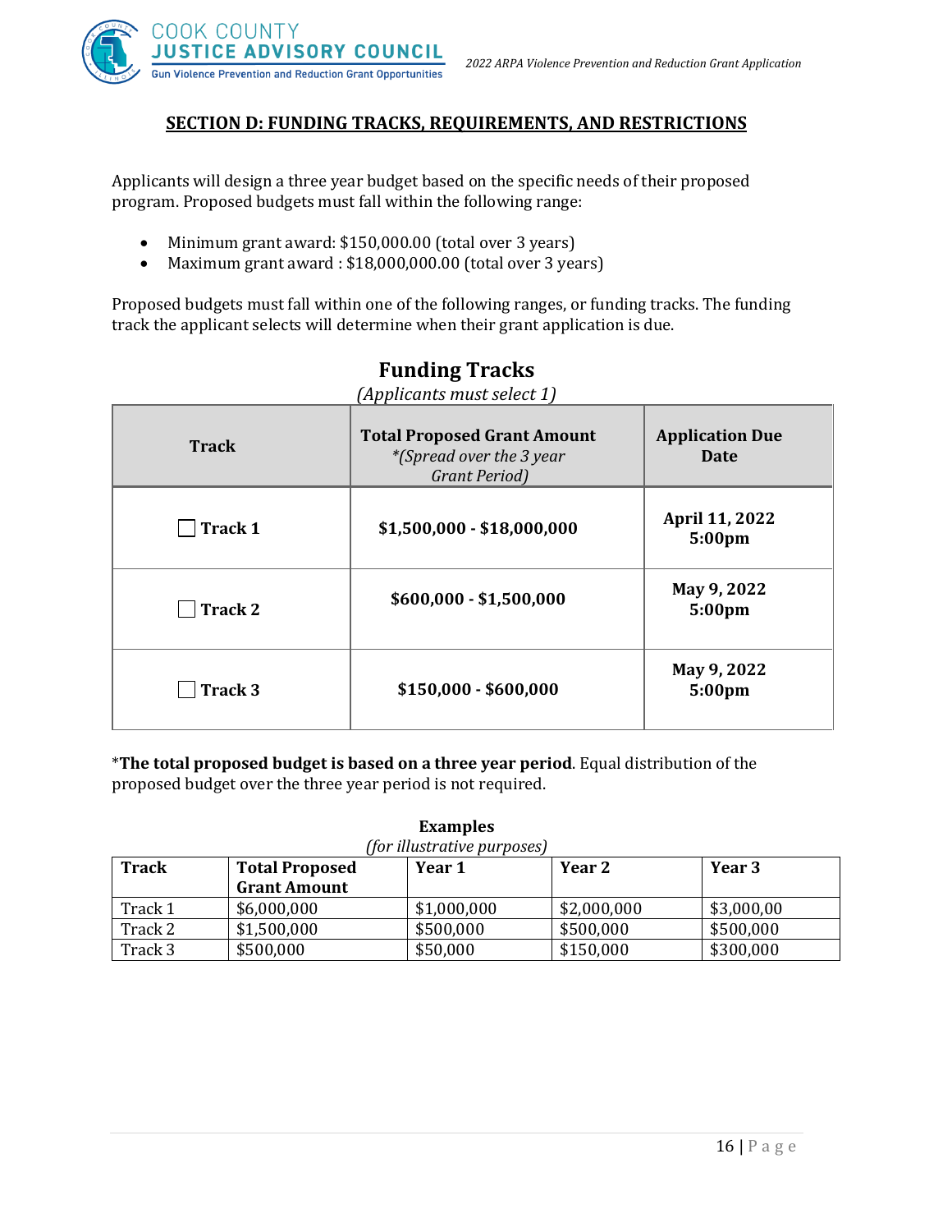## SECTION D: FUNDING TRACKS, REQUIREMENTS, AND RESTRICTIONS

Applicants will design a three year budget based on the specific needs of their proposed program. Proposed budgets must fall within the following range:

- Minimum grant award: $150,000.00 (total over 3 years)
- Maximum grant award : $18,000,000.00 (total over 3 years)

Proposed budgets must fall within one of the following ranges, or funding tracks. The funding track the applicant selects will determine when their grant application is due.

### Funding Tracks

*(Applicants must select 1)*

| Track | Total Proposed Grant Amount *\*(Spread over the 3 year Grant Period)* | Application Due Date |
|---|---|---|
| ☐ **Track 1** | **$1,500,000 - $18,000,000** | **April 11, 2022 5:00pm** |
| ☐ **Track 2** | **$600,000 - $1,500,000** | **May 9, 2022 5:00pm** |
| ☐ **Track 3** | **$150,000 - $600,000** | **May 9, 2022 5:00pm** |

\***The total proposed budget is based on a three year period**. Equal distribution of the proposed budget over the three year period is not required.

**Examples**

*(for illustrative purposes)*

| Track | Total Proposed Grant Amount | Year 1 | Year 2 | Year 3 |
|---|---|---|---|---|
| Track 1 | $6,000,000 | $1,000,000 | $2,000,000 | $3,000,00 |
| Track 2 | $1,500,000 | $500,000 | $500,000 | $500,000 |
| Track 3 | $500,000 | $50,000 | $150,000 | $300,000 |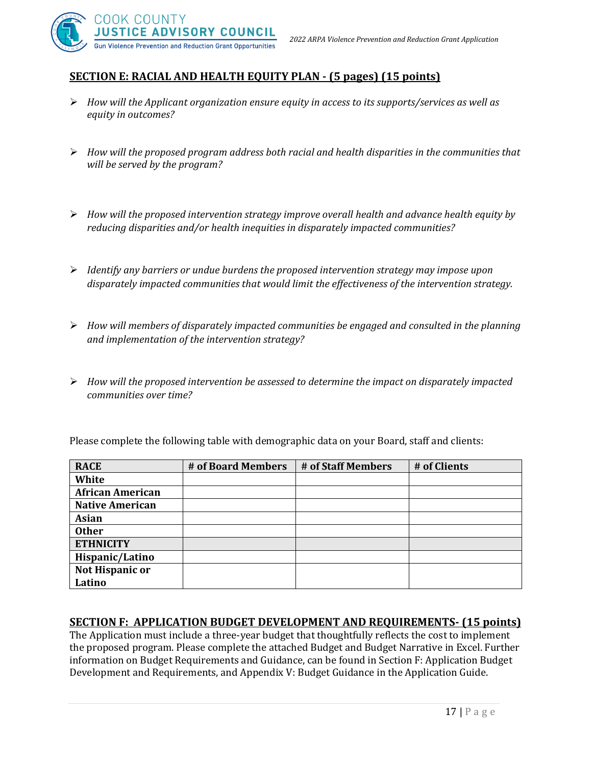## SECTION E: RACIAL AND HEALTH EQUITY PLAN - (5 pages) (15 points)

- *How will the Applicant organization ensure equity in access to its supports/services as well as equity in outcomes?*
- *How will the proposed program address both racial and health disparities in the communities that will be served by the program?*
- *How will the proposed intervention strategy improve overall health and advance health equity by reducing disparities and/or health inequities in disparately impacted communities?*
- *Identify any barriers or undue burdens the proposed intervention strategy may impose upon disparately impacted communities that would limit the effectiveness of the intervention strategy.*
- *How will members of disparately impacted communities be engaged and consulted in the planning and implementation of the intervention strategy?*
- *How will the proposed intervention be assessed to determine the impact on disparately impacted communities over time?*

Please complete the following table with demographic data on your Board, staff and clients:

| RACE | # of Board Members | # of Staff Members | # of Clients |
|---|---|---|---|
| **White** | | | |
| **African American** | | | |
| **Native American** | | | |
| **Asian** | | | |
| **Other** | | | |
| **ETHNICITY** | | | |
| **Hispanic/Latino** | | | |
| **Not Hispanic or Latino** | | | |

## SECTION F: APPLICATION BUDGET DEVELOPMENT AND REQUIREMENTS- (15 points)

The Application must include a three-year budget that thoughtfully reflects the cost to implement the proposed program. Please complete the attached Budget and Budget Narrative in Excel. Further information on Budget Requirements and Guidance, can be found in Section F: Application Budget Development and Requirements, and Appendix V: Budget Guidance in the Application Guide.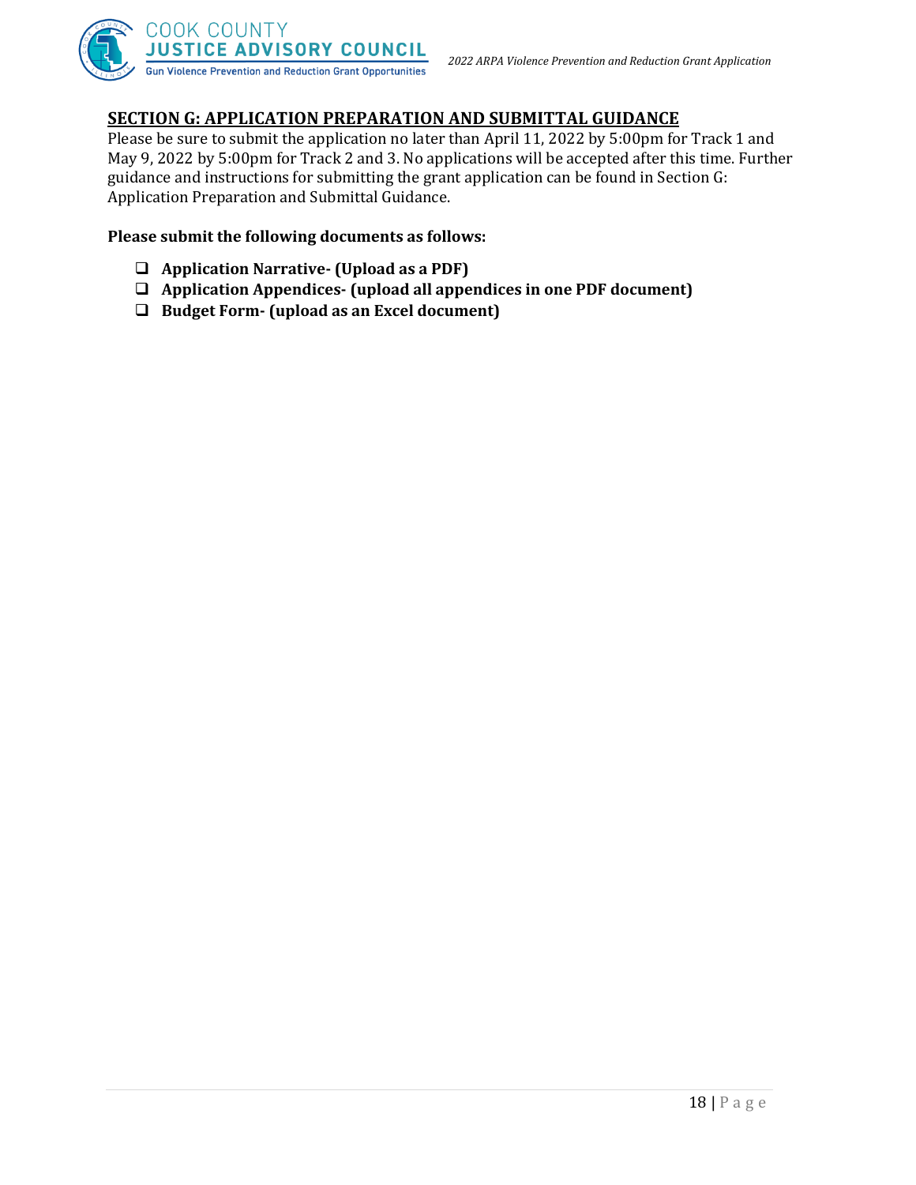## SECTION G: APPLICATION PREPARATION AND SUBMITTAL GUIDANCE

Please be sure to submit the application no later than April 11, 2022 by 5:00pm for Track 1 and May 9, 2022 by 5:00pm for Track 2 and 3. No applications will be accepted after this time. Further guidance and instructions for submitting the grant application can be found in Section G: Application Preparation and Submittal Guidance.

**Please submit the following documents as follows:**

- ❑ **Application Narrative- (Upload as a PDF)**
- ❑ **Application Appendices- (upload all appendices in one PDF document)**
- ❑ **Budget Form- (upload as an Excel document)**